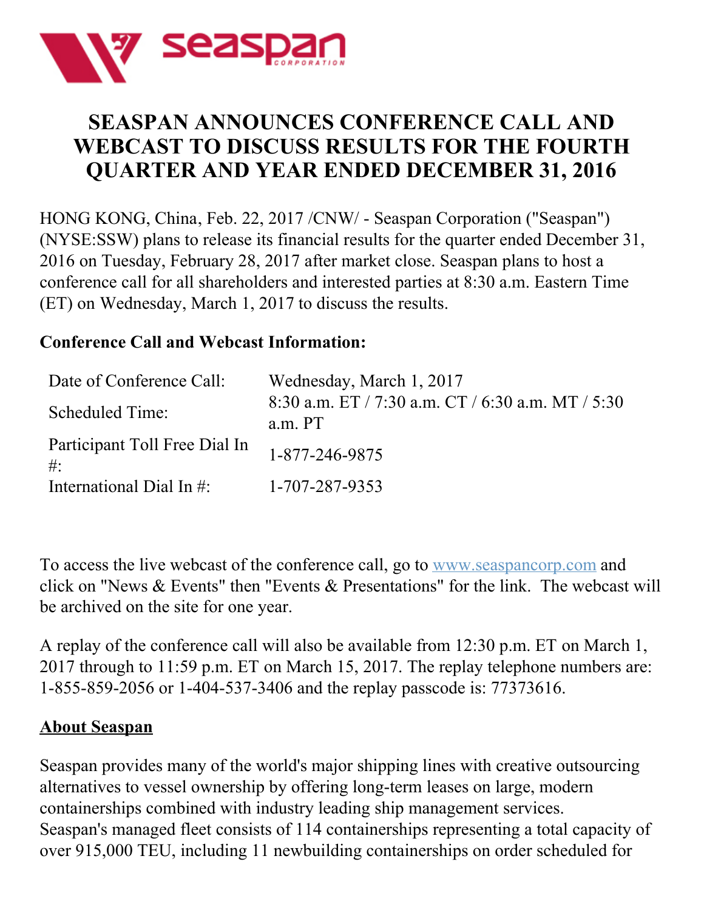# SEASPAN ANNOUNCES CONFERENCE CALL AND WEBCAST TO DISCUSS RESULTS FOR THE FOURTH QUARTER AND YEAR ENDED DECEMBER 31, 2016

HONG KONG, China, Feb. 22, 2017 /CNW/ - Seaspan Corporation ("Seaspan") (NYSE:SSW) plans to release its financial results for the quarter ended December 31, 2016 on Tuesday, February 28, 2017 after market close. Seaspan plans to host a conference call for all shareholders and interested parties at 8:30 a.m. Eastern Time (ET) on Wednesday, March 1, 2017 to discuss the results.

**Conference Call and Webcast Information:**

| | |
|---|---|
| Date of Conference Call: | Wednesday, March 1, 2017 |
| Scheduled Time: | 8:30 a.m. ET / 7:30 a.m. CT / 6:30 a.m. MT / 5:30 a.m. PT |
| Participant Toll Free Dial In #: | 1-877-246-9875 |
| International Dial In #: | 1-707-287-9353 |

To access the live webcast of the conference call, go to www.seaspancorp.com and click on "News & Events" then "Events & Presentations" for the link. The webcast will be archived on the site for one year.

A replay of the conference call will also be available from 12:30 p.m. ET on March 1, 2017 through to 11:59 p.m. ET on March 15, 2017. The replay telephone numbers are: 1-855-859-2056 or 1-404-537-3406 and the replay passcode is: 77373616.

## About Seaspan

Seaspan provides many of the world's major shipping lines with creative outsourcing alternatives to vessel ownership by offering long-term leases on large, modern containerships combined with industry leading ship management services. Seaspan's managed fleet consists of 114 containerships representing a total capacity of over 915,000 TEU, including 11 newbuilding containerships on order scheduled for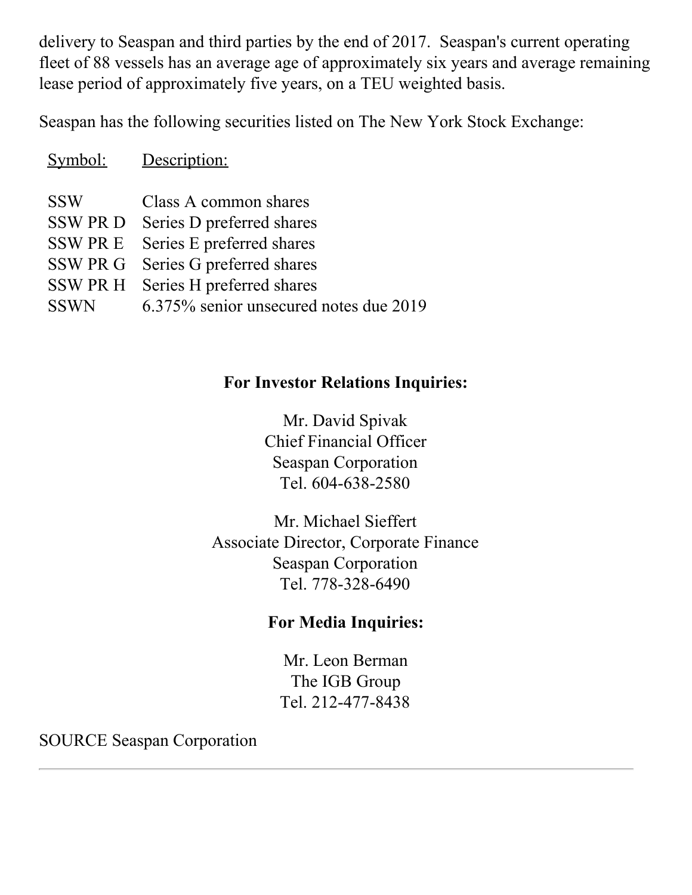delivery to Seaspan and third parties by the end of 2017. Seaspan's current operating fleet of 88 vessels has an average age of approximately six years and average remaining lease period of approximately five years, on a TEU weighted basis.

Seaspan has the following securities listed on The New York Stock Exchange:

| Symbol: | Description: |
| --- | --- |
| SSW | Class A common shares |
| SSW PR D | Series D preferred shares |
| SSW PR E | Series E preferred shares |
| SSW PR G | Series G preferred shares |
| SSW PR H | Series H preferred shares |
| SSWN | 6.375% senior unsecured notes due 2019 |

**For Investor Relations Inquiries:**

Mr. David Spivak
Chief Financial Officer
Seaspan Corporation
Tel. 604-638-2580

Mr. Michael Sieffert
Associate Director, Corporate Finance
Seaspan Corporation
Tel. 778-328-6490

**For Media Inquiries:**

Mr. Leon Berman
The IGB Group
Tel. 212-477-8438

SOURCE Seaspan Corporation